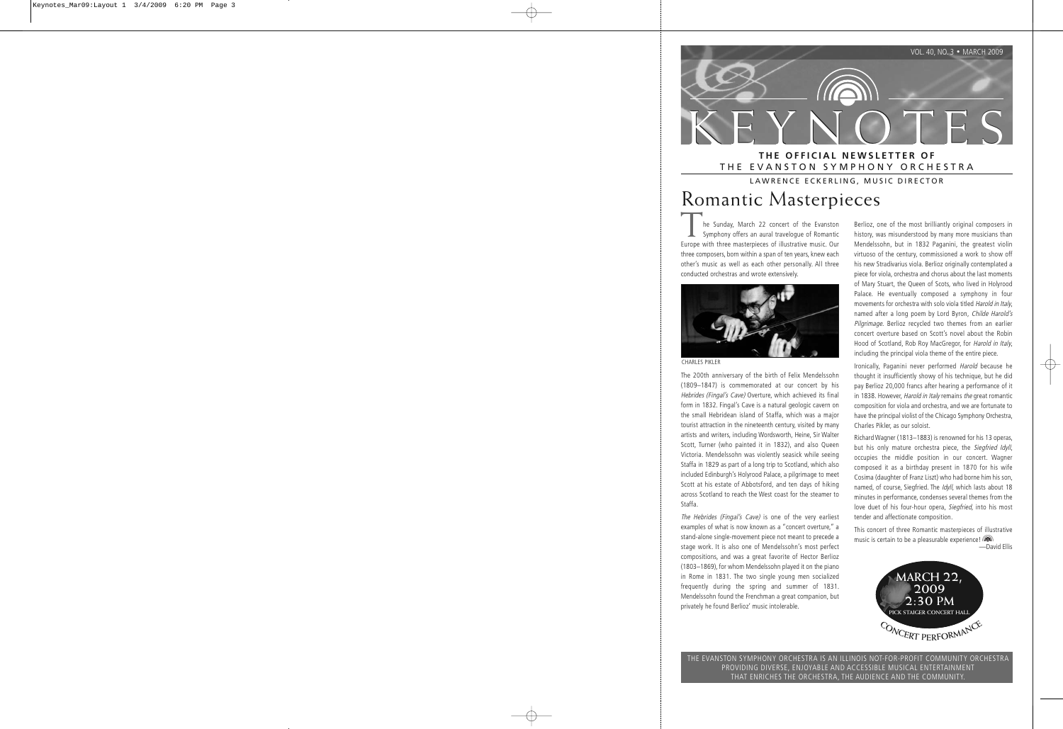VOL. 40, NO. 3 • MARCH 2009

# KEYNOTES

**THE OFFICIAL NEWSLETTER OF**
THE EVANSTON SYMPHONY ORCHESTRA

LAWRENCE ECKERLING, MUSIC DIRECTOR

## Romantic Masterpieces

The Sunday, March 22 concert of the Evanston Symphony offers an aural travelogue of Romantic Europe with three masterpieces of illustrative music. Our three composers, born within a span of ten years, knew each other's music as well as each other personally. All three conducted orchestras and wrote extensively.

CHARLES PIKLER

The 200th anniversary of the birth of Felix Mendelssohn (1809–1847) is commemorated at our concert by his *Hebrides (Fingal's Cave)* Overture, which achieved its final form in 1832. Fingal's Cave is a natural geologic cavern on the small Hebridean island of Staffa, which was a major tourist attraction in the nineteenth century, visited by many artists and writers, including Wordsworth, Heine, Sir Walter Scott, Turner (who painted it in 1832), and also Queen Victoria. Mendelssohn was violently seasick while seeing Staffa in 1829 as part of a long trip to Scotland, which also included Edinburgh's Holyrood Palace, a pilgrimage to meet Scott at his estate of Abbotsford, and ten days of hiking across Scotland to reach the West coast for the steamer to Staffa.

*The Hebrides (Fingal's Cave)* is one of the very earliest examples of what is now known as a "concert overture," a stand-alone single-movement piece not meant to precede a stage work. It is also one of Mendelssohn's most perfect compositions, and was a great favorite of Hector Berlioz (1803–1869), for whom Mendelssohn played it on the piano in Rome in 1831. The two single young men socialized frequently during the spring and summer of 1831. Mendelssohn found the Frenchman a great companion, but privately he found Berlioz' music intolerable.

Berlioz, one of the most brilliantly original composers in history, was misunderstood by many more musicians than Mendelssohn, but in 1832 Paganini, the greatest violin virtuoso of the century, commissioned a work to show off his new Stradivarius viola. Berlioz originally contemplated a piece for viola, orchestra and chorus about the last moments of Mary Stuart, the Queen of Scots, who lived in Holyrood Palace. He eventually composed a symphony in four movements for orchestra with solo viola titled *Harold in Italy*, named after a long poem by Lord Byron, *Childe Harold's Pilgrimage*. Berlioz recycled two themes from an earlier concert overture based on Scott's novel about the Robin Hood of Scotland, Rob Roy MacGregor, for *Harold in Italy*, including the principal viola theme of the entire piece.

Ironically, Paganini never performed *Harold* because he thought it insufficiently showy of his technique, but he did pay Berlioz 20,000 francs after hearing a performance of it in 1838. However, *Harold in Italy* remains *the* great romantic composition for viola and orchestra, and we are fortunate to have the principal violist of the Chicago Symphony Orchestra, Charles Pikler, as our soloist.

Richard Wagner (1813–1883) is renowned for his 13 operas, but his only mature orchestra piece, the *Siegfried Idyll*, occupies the middle position in our concert. Wagner composed it as a birthday present in 1870 for his wife Cosima (daughter of Franz Liszt) who had borne him his son, named, of course, Siegfried. The *Idyll*, which lasts about 18 minutes in performance, condenses several themes from the love duet of his four-hour opera, *Siegfried*, into his most tender and affectionate composition.

This concert of three Romantic masterpieces of illustrative music is certain to be a pleasurable experience!

—David Ellis

MARCH 22, 2009
2:30 PM
PICK STAIGER CONCERT HALL
CONCERT PERFORMANCE

THE EVANSTON SYMPHONY ORCHESTRA IS AN ILLINOIS NOT-FOR-PROFIT COMMUNITY ORCHESTRA PROVIDING DIVERSE, ENJOYABLE AND ACCESSIBLE MUSICAL ENTERTAINMENT THAT ENRICHES THE ORCHESTRA, THE AUDIENCE AND THE COMMUNITY.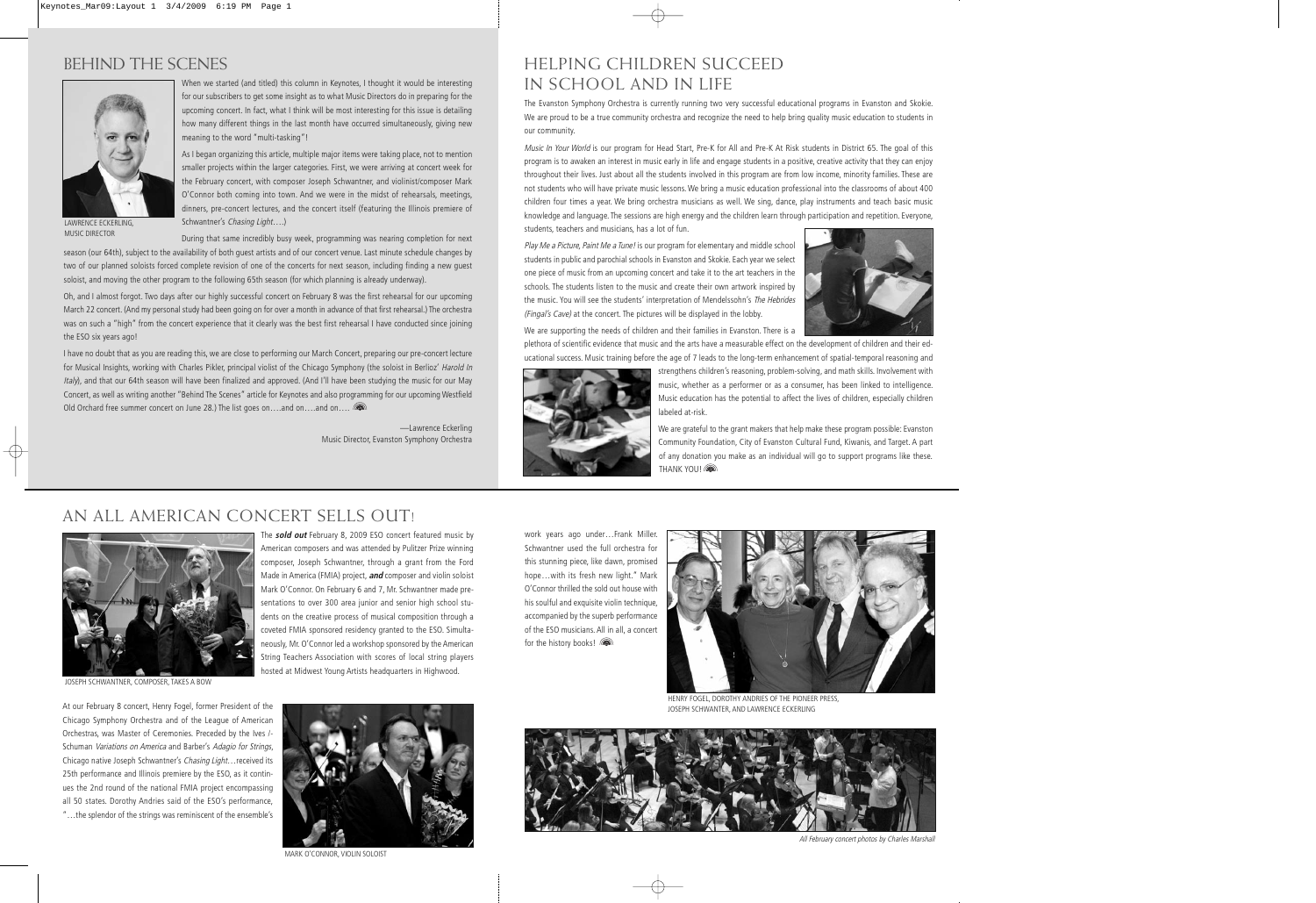## Behind the Scenes

When we started (and titled) this column in Keynotes, I thought it would be interesting for our subscribers to get some insight as to what Music Directors do in preparing for the upcoming concert. In fact, what I think will be most interesting for this issue is detailing how many different things in the last month have occurred simultaneously, giving new meaning to the word "multi-tasking"!

As I began organizing this article, multiple major items were taking place, not to mention smaller projects within the larger categories. First, we were arriving at concert week for the February concert, with composer Joseph Schwantner, and violinist/composer Mark O'Connor both coming into town. And we were in the midst of rehearsals, meetings, dinners, pre-concert lectures, and the concert itself (featuring the Illinois premiere of Schwantner's *Chasing Light*….)

LAWRENCE ECKERLING, MUSIC DIRECTOR

During that same incredibly busy week, programming was nearing completion for next season (our 64th), subject to the availability of both guest artists and of our concert venue. Last minute schedule changes by two of our planned soloists forced complete revision of one of the concerts for next season, including finding a new guest soloist, and moving the other program to the following 65th season (for which planning is already underway).

Oh, and I almost forgot. Two days after our highly successful concert on February 8 was the first rehearsal for our upcoming March 22 concert. (And my personal study had been going on for over a month in advance of that first rehearsal.) The orchestra was on such a "high" from the concert experience that it clearly was the best first rehearsal I have conducted since joining the ESO six years ago!

I have no doubt that as you are reading this, we are close to performing our March Concert, preparing our pre-concert lecture for Musical Insights, working with Charles Pikler, principal violist of the Chicago Symphony (the soloist in Berlioz' *Harold In Italy*), and that our 64th season will have been finalized and approved. (And I'll have been studying the music for our May Concert, as well as writing another "Behind The Scenes" article for Keynotes and also programming for our upcoming Westfield Old Orchard free summer concert on June 28.) The list goes on….and on….and on….

—Lawrence Eckerling
Music Director, Evanston Symphony Orchestra

## Helping Children Succeed in School and in Life

The Evanston Symphony Orchestra is currently running two very successful educational programs in Evanston and Skokie. We are proud to be a true community orchestra and recognize the need to help bring quality music education to students in our community.

*Music In Your World* is our program for Head Start, Pre-K for All and Pre-K At Risk students in District 65. The goal of this program is to awaken an interest in music early in life and engage students in a positive, creative activity that they can enjoy throughout their lives. Just about all the students involved in this program are from low income, minority families. These are not students who will have private music lessons. We bring a music education professional into the classrooms of about 400 children four times a year. We bring orchestra musicians as well. We sing, dance, play instruments and teach basic music knowledge and language. The sessions are high energy and the children learn through participation and repetition. Everyone, students, teachers and musicians, has a lot of fun.

*Play Me a Picture, Paint Me a Tune!* is our program for elementary and middle school students in public and parochial schools in Evanston and Skokie. Each year we select one piece of music from an upcoming concert and take it to the art teachers in the schools. The students listen to the music and create their own artwork inspired by the music. You will see the students' interpretation of Mendelssohn's *The Hebrides (Fingal's Cave)* at the concert. The pictures will be displayed in the lobby.

We are supporting the needs of children and their families in Evanston. There is a plethora of scientific evidence that music and the arts have a measurable effect on the development of children and their educational success. Music training before the age of 7 leads to the long-term enhancement of spatial-temporal reasoning and strengthens children's reasoning, problem-solving, and math skills. Involvement with music, whether as a performer or as a consumer, has been linked to intelligence. Music education has the potential to affect the lives of children, especially children labeled at-risk.

We are grateful to the grant makers that help make these program possible: Evanston Community Foundation, City of Evanston Cultural Fund, Kiwanis, and Target. A part of any donation you make as an individual will go to support programs like these. THANK YOU!

## An All American Concert Sells Out!

JOSEPH SCHWANTNER, COMPOSER, TAKES A BOW

The ***sold out*** February 8, 2009 ESO concert featured music by American composers and was attended by Pulitzer Prize winning composer, Joseph Schwantner, through a grant from the Ford Made in America (FMIA) project, ***and*** composer and violin soloist Mark O'Connor. On February 6 and 7, Mr. Schwantner made presentations to over 300 area junior and senior high school students on the creative process of musical composition through a coveted FMIA sponsored residency granted to the ESO. Simultaneously, Mr. O'Connor led a workshop sponsored by the American String Teachers Association with scores of local string players hosted at Midwest Young Artists headquarters in Highwood.

At our February 8 concert, Henry Fogel, former President of the Chicago Symphony Orchestra and of the League of American Orchestras, was Master of Ceremonies. Preceded by the Ives /-Schuman *Variations on America* and Barber's *Adagio for Strings*, Chicago native Joseph Schwantner's *Chasing Light*…received its 25th performance and Illinois premiere by the ESO, as it continues the 2nd round of the national FMIA project encompassing all 50 states. Dorothy Andries said of the ESO's performance, "…the splendor of the strings was reminiscent of the ensemble's work years ago under…Frank Miller. Schwantner used the full orchestra for this stunning piece, like dawn, promised hope…with its fresh new light." Mark O'Connor thrilled the sold out house with his soulful and exquisite violin technique, accompanied by the superb performance of the ESO musicians. All in all, a concert for the history books!

MARK O'CONNOR, VIOLIN SOLOIST

HENRY FOGEL, DOROTHY ANDRIES OF THE PIONEER PRESS, JOSEPH SCHWANTER, AND LAWRENCE ECKERLING

*All February concert photos by Charles Marshall*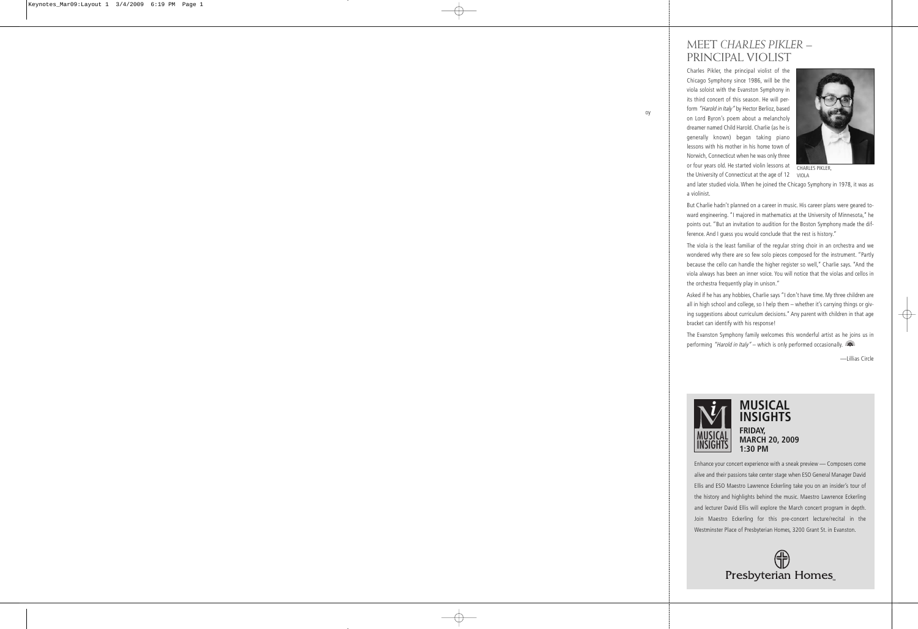# MEET *CHARLES PIKLER* – PRINCIPAL VIOLIST

Charles Pikler, the principal violist of the Chicago Symphony since 1986, will be the viola soloist with the Evanston Symphony in its third concert of this season. He will perform *"Harold in Italy"* by Hector Berlioz, based on Lord Byron's poem about a melancholy dreamer named Child Harold. Charlie (as he is generally known) began taking piano lessons with his mother in his home town of Norwich, Connecticut when he was only three or four years old. He started violin lessons at the University of Connecticut at the age of 12 and later studied viola. When he joined the Chicago Symphony in 1978, it was as a violinist.

CHARLES PIKLER, VIOLA

But Charlie hadn't planned on a career in music. His career plans were geared toward engineering. "I majored in mathematics at the University of Minnesota," he points out. "But an invitation to audition for the Boston Symphony made the difference. And I guess you would conclude that the rest is history."

The viola is the least familiar of the regular string choir in an orchestra and we wondered why there are so few solo pieces composed for the instrument. "Partly because the cello can handle the higher register so well," Charlie says. "And the viola always has been an inner voice. You will notice that the violas and cellos in the orchestra frequently play in unison."

Asked if he has any hobbies, Charlie says "I don't have time. My three children are all in high school and college, so I help them – whether it's carrying things or giving suggestions about curriculum decisions." Any parent with children in that age bracket can identify with his response!

The Evanston Symphony family welcomes this wonderful artist as he joins us in performing *"Harold in Italy"* – which is only performed occasionally.

—Lillias Circle

## MUSICAL INSIGHTS

**FRIDAY, MARCH 20, 2009 1:30 PM**

Enhance your concert experience with a sneak preview — Composers come alive and their passions take center stage when ESO General Manager David Ellis and ESO Maestro Lawrence Eckerling take you on an insider's tour of the history and highlights behind the music. Maestro Lawrence Eckerling and lecturer David Ellis will explore the March concert program in depth. Join Maestro Eckerling for this pre-concert lecture/recital in the Westminster Place of Presbyterian Homes, 3200 Grant St. in Evanston.

Presbyterian Homes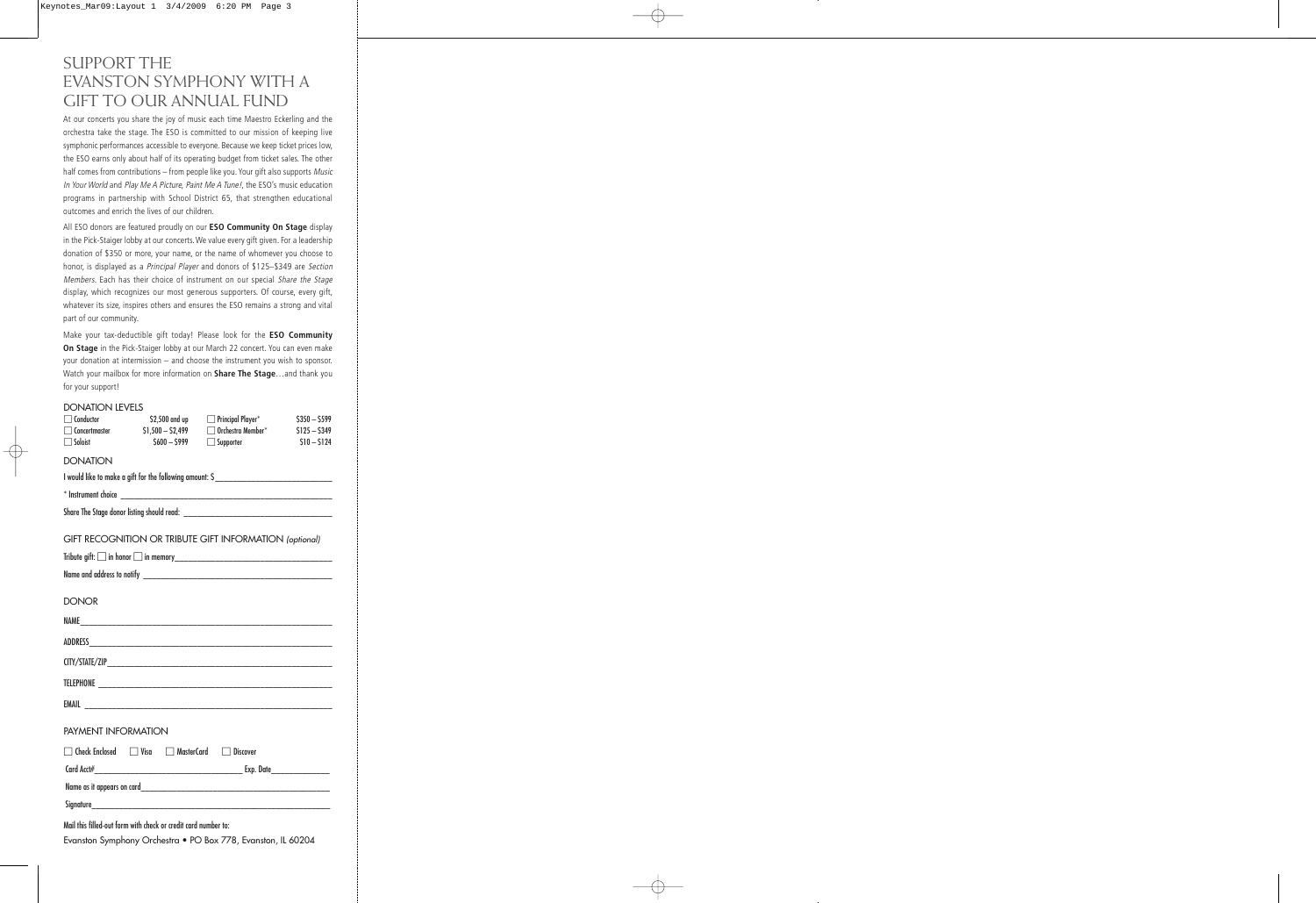# SUPPORT THE EVANSTON SYMPHONY WITH A GIFT TO OUR ANNUAL FUND

At our concerts you share the joy of music each time Maestro Eckerling and the orchestra take the stage. The ESO is committed to our mission of keeping live symphonic performances accessible to everyone. Because we keep ticket prices low, the ESO earns only about half of its operating budget from ticket sales. The other half comes from contributions – from people like you. Your gift also supports *Music In Your World* and *Play Me A Picture, Paint Me A Tune!*, the ESO's music education programs in partnership with School District 65, that strengthen educational outcomes and enrich the lives of our children.

All ESO donors are featured proudly on our **ESO Community On Stage** display in the Pick-Staiger lobby at our concerts. We value every gift given. For a leadership donation of $350 or more, your name, or the name of whomever you choose to honor, is displayed as a *Principal Player* and donors of $125–$349 are *Section Members*. Each has their choice of instrument on our special *Share the Stage* display, which recognizes our most generous supporters. Of course, every gift, whatever its size, inspires others and ensures the ESO remains a strong and vital part of our community.

Make your tax-deductible gift today! Please look for the **ESO Community On Stage** in the Pick-Staiger lobby at our March 22 concert. You can even make your donation at intermission – and choose the instrument you wish to sponsor. Watch your mailbox for more information on **Share The Stage**…and thank you for your support!

## DONATION LEVELS

| | | | |
|---|---|---|---|
| ☐ Conductor | $2,500 and up | ☐ Principal Player* | $350 – $599 |
| ☐ Concertmaster | $1,500 – $2,499 | ☐ Orchestra Member* | $125 – $349 |
| ☐ Soloist | $600 – $999 | ☐ Supporter | $10 – $124 |

## DONATION

I would like to make a gift for the following amount: $\_\_\_\_\_\_\_\_\_\_\_\_\_\_\_\_

* Instrument choice \_\_\_\_\_\_\_\_\_\_\_\_\_\_\_\_

Share The Stage donor listing should read: \_\_\_\_\_\_\_\_\_\_\_\_\_\_\_\_

## GIFT RECOGNITION OR TRIBUTE GIFT INFORMATION *(optional)*

Tribute gift: ☐ in honor ☐ in memory\_\_\_\_\_\_\_\_\_\_\_\_\_\_\_\_

Name and address to notify \_\_\_\_\_\_\_\_\_\_\_\_\_\_\_\_

## DONOR

NAME\_\_\_\_\_\_\_\_\_\_\_\_\_\_\_\_

ADDRESS\_\_\_\_\_\_\_\_\_\_\_\_\_\_\_\_

CITY/STATE/ZIP\_\_\_\_\_\_\_\_\_\_\_\_\_\_\_\_

TELEPHONE \_\_\_\_\_\_\_\_\_\_\_\_\_\_\_\_

EMAIL \_\_\_\_\_\_\_\_\_\_\_\_\_\_\_\_

## PAYMENT INFORMATION

☐ Check Enclosed ☐ Visa ☐ MasterCard ☐ Discover

Card Acct#\_\_\_\_\_\_\_\_\_\_\_\_\_\_\_\_ Exp. Date\_\_\_\_\_\_\_\_

Name as it appears on card\_\_\_\_\_\_\_\_\_\_\_\_\_\_\_\_

Signature\_\_\_\_\_\_\_\_\_\_\_\_\_\_\_\_

Mail this filled-out form with check or credit card number to:

Evanston Symphony Orchestra • PO Box 778, Evanston, IL 60204